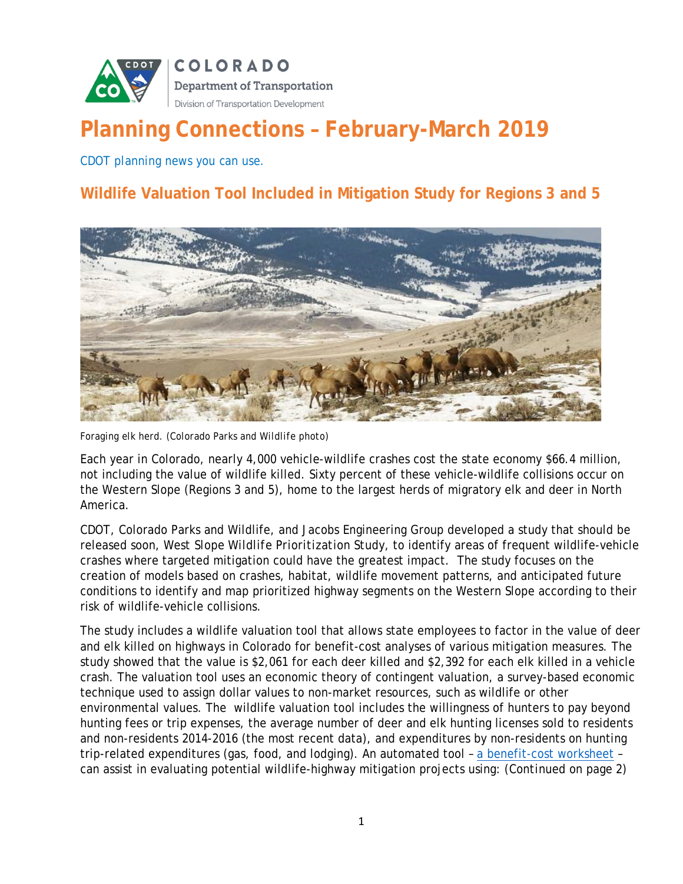COLORADO
Department of Transportation
Division of Transportation Development

# Planning Connections – February-March 2019

CDOT planning news you can use.

## Wildlife Valuation Tool Included in Mitigation Study for Regions 3 and 5

Foraging elk herd. (Colorado Parks and Wildlife photo)

Each year in Colorado, nearly 4,000 vehicle-wildlife crashes cost the state economy $66.4 million, not including the value of wildlife killed. Sixty percent of these vehicle-wildlife collisions occur on the Western Slope (Regions 3 and 5), home to the largest herds of migratory elk and deer in North America.

CDOT, Colorado Parks and Wildlife, and Jacobs Engineering Group developed a study that should be released soon, West Slope Wildlife Prioritization Study, to identify areas of frequent wildlife-vehicle crashes where targeted mitigation could have the greatest impact. The study focuses on the creation of models based on crashes, habitat, wildlife movement patterns, and anticipated future conditions to identify and map prioritized highway segments on the Western Slope according to their risk of wildlife-vehicle collisions.

The study includes a wildlife valuation tool that allows state employees to factor in the value of deer and elk killed on highways in Colorado for benefit-cost analyses of various mitigation measures. The study showed that the value is $2,061 for each deer killed and $2,392 for each elk killed in a vehicle crash. The valuation tool uses an economic theory of contingent valuation, a survey-based economic technique used to assign dollar values to non-market resources, such as wildlife or other environmental values. The wildlife valuation tool includes the willingness of hunters to pay beyond hunting fees or trip expenses, the average number of deer and elk hunting licenses sold to residents and non-residents 2014-2016 (the most recent data), and expenditures by non-residents on hunting trip-related expenditures (gas, food, and lodging). An automated tool – [a benefit-cost worksheet](#) – can assist in evaluating potential wildlife-highway mitigation projects using: (Continued on page 2)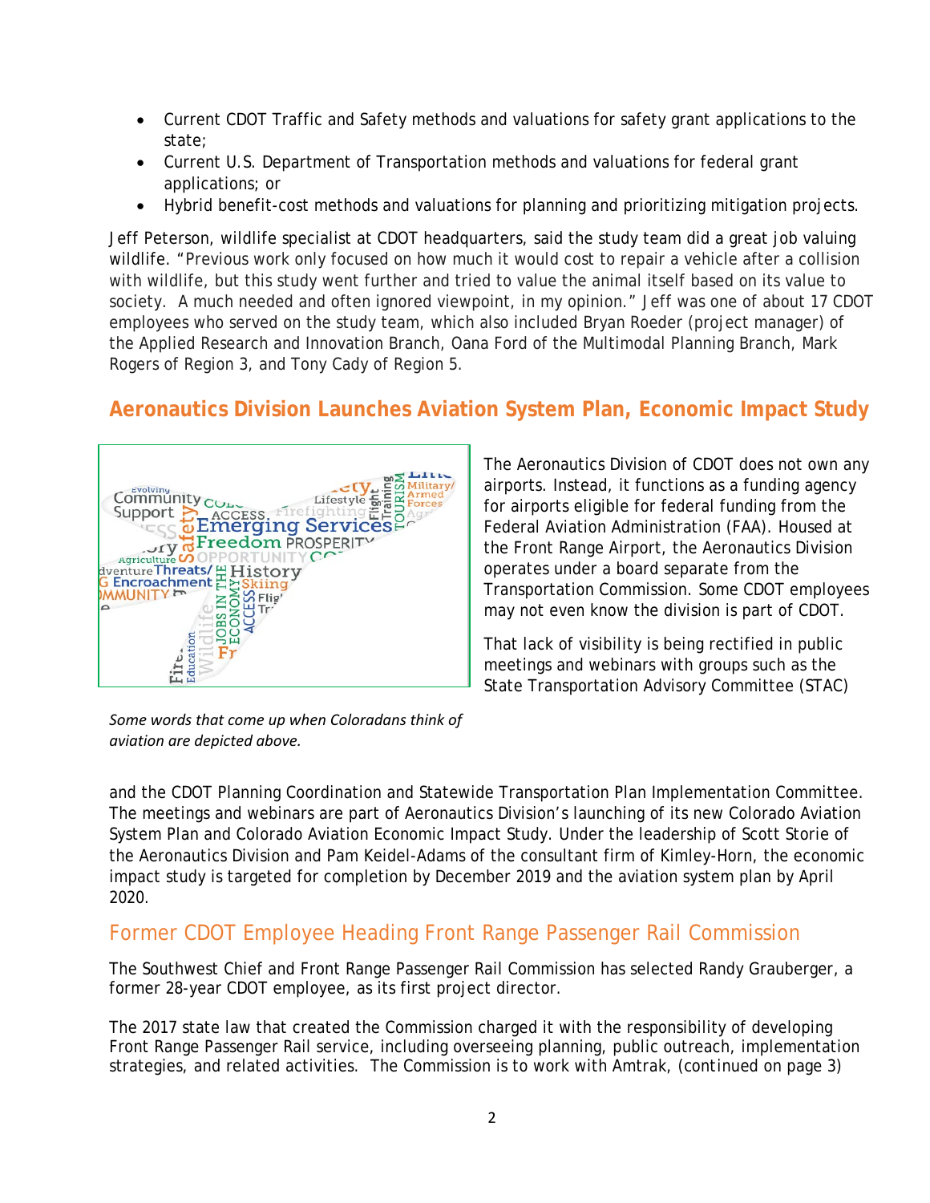- Current CDOT Traffic and Safety methods and valuations for safety grant applications to the state;
- Current U.S. Department of Transportation methods and valuations for federal grant applications; or
- Hybrid benefit-cost methods and valuations for planning and prioritizing mitigation projects.

Jeff Peterson, wildlife specialist at CDOT headquarters, said the study team did a great job valuing wildlife. "Previous work only focused on how much it would cost to repair a vehicle after a collision with wildlife, but this study went further and tried to value the animal itself based on its value to society. A much needed and often ignored viewpoint, in my opinion." Jeff was one of about 17 CDOT employees who served on the study team, which also included Bryan Roeder (project manager) of the Applied Research and Innovation Branch, Oana Ford of the Multimodal Planning Branch, Mark Rogers of Region 3, and Tony Cady of Region 5.

## Aeronautics Division Launches Aviation System Plan, Economic Impact Study

The Aeronautics Division of CDOT does not own any airports. Instead, it functions as a funding agency for airports eligible for federal funding from the Federal Aviation Administration (FAA). Housed at the Front Range Airport, the Aeronautics Division operates under a board separate from the Transportation Commission. Some CDOT employees may not even know the division is part of CDOT.

*Some words that come up when Coloradans think of aviation are depicted above.*

That lack of visibility is being rectified in public meetings and webinars with groups such as the State Transportation Advisory Committee (STAC) and the CDOT Planning Coordination and Statewide Transportation Plan Implementation Committee. The meetings and webinars are part of Aeronautics Division's launching of its new Colorado Aviation System Plan and Colorado Aviation Economic Impact Study. Under the leadership of Scott Storie of the Aeronautics Division and Pam Keidel-Adams of the consultant firm of Kimley-Horn, the economic impact study is targeted for completion by December 2019 and the aviation system plan by April 2020.

## Former CDOT Employee Heading Front Range Passenger Rail Commission

The Southwest Chief and Front Range Passenger Rail Commission has selected Randy Grauberger, a former 28-year CDOT employee, as its first project director.

The 2017 state law that created the Commission charged it with the responsibility of developing Front Range Passenger Rail service, including overseeing planning, public outreach, implementation strategies, and related activities. The Commission is to work with Amtrak, (continued on page 3)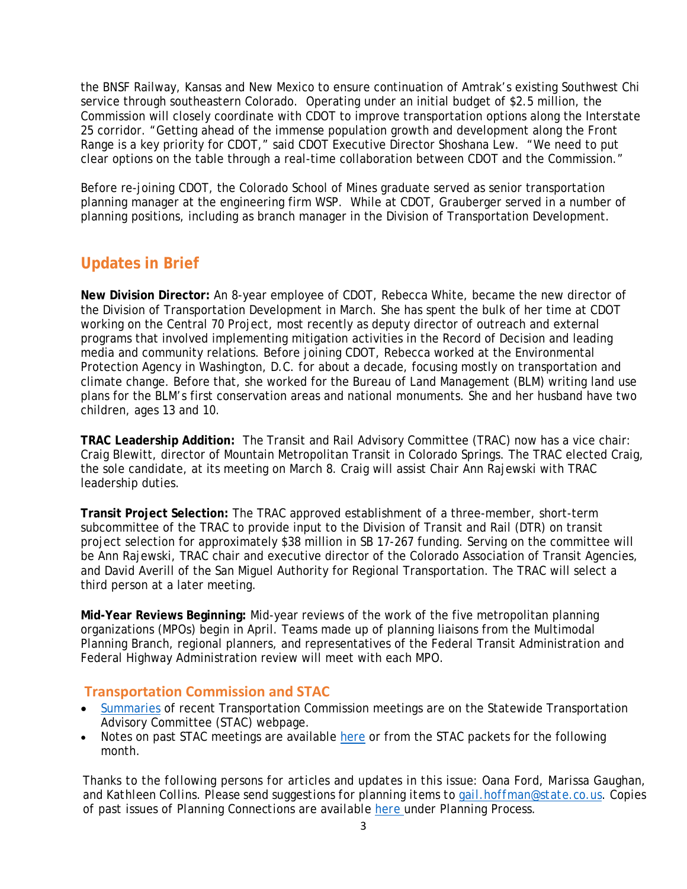the BNSF Railway, Kansas and New Mexico to ensure continuation of Amtrak's existing Southwest Chi service through southeastern Colorado. Operating under an initial budget of $2.5 million, the Commission will closely coordinate with CDOT to improve transportation options along the Interstate 25 corridor. "Getting ahead of the immense population growth and development along the Front Range is a key priority for CDOT," said CDOT Executive Director Shoshana Lew. "We need to put clear options on the table through a real-time collaboration between CDOT and the Commission."

Before re-joining CDOT, the Colorado School of Mines graduate served as senior transportation planning manager at the engineering firm WSP. While at CDOT, Grauberger served in a number of planning positions, including as branch manager in the Division of Transportation Development.

## Updates in Brief

**New Division Director:** An 8-year employee of CDOT, Rebecca White, became the new director of the Division of Transportation Development in March. She has spent the bulk of her time at CDOT working on the Central 70 Project, most recently as deputy director of outreach and external programs that involved implementing mitigation activities in the Record of Decision and leading media and community relations. Before joining CDOT, Rebecca worked at the Environmental Protection Agency in Washington, D.C. for about a decade, focusing mostly on transportation and climate change. Before that, she worked for the Bureau of Land Management (BLM) writing land use plans for the BLM's first conservation areas and national monuments. She and her husband have two children, ages 13 and 10.

**TRAC Leadership Addition:** The Transit and Rail Advisory Committee (TRAC) now has a vice chair: Craig Blewitt, director of Mountain Metropolitan Transit in Colorado Springs. The TRAC elected Craig, the sole candidate, at its meeting on March 8. Craig will assist Chair Ann Rajewski with TRAC leadership duties.

**Transit Project Selection:** The TRAC approved establishment of a three-member, short-term subcommittee of the TRAC to provide input to the Division of Transit and Rail (DTR) on transit project selection for approximately $38 million in SB 17-267 funding. Serving on the committee will be Ann Rajewski, TRAC chair and executive director of the Colorado Association of Transit Agencies, and David Averill of the San Miguel Authority for Regional Transportation. The TRAC will select a third person at a later meeting.

**Mid-Year Reviews Beginning:** Mid-year reviews of the work of the five metropolitan planning organizations (MPOs) begin in April. Teams made up of planning liaisons from the Multimodal Planning Branch, regional planners, and representatives of the Federal Transit Administration and Federal Highway Administration review will meet with each MPO.

### Transportation Commission and STAC

- Summaries of recent Transportation Commission meetings are on the Statewide Transportation Advisory Committee (STAC) webpage.
- Notes on past STAC meetings are available here or from the STAC packets for the following month.

*Thanks to the following persons for articles and updates in this issue: Oana Ford, Marissa Gaughan, and Kathleen Collins. Please send suggestions for planning items to gail.hoffman@state.co.us. Copies of past issues of Planning Connections are available here under Planning Process.*